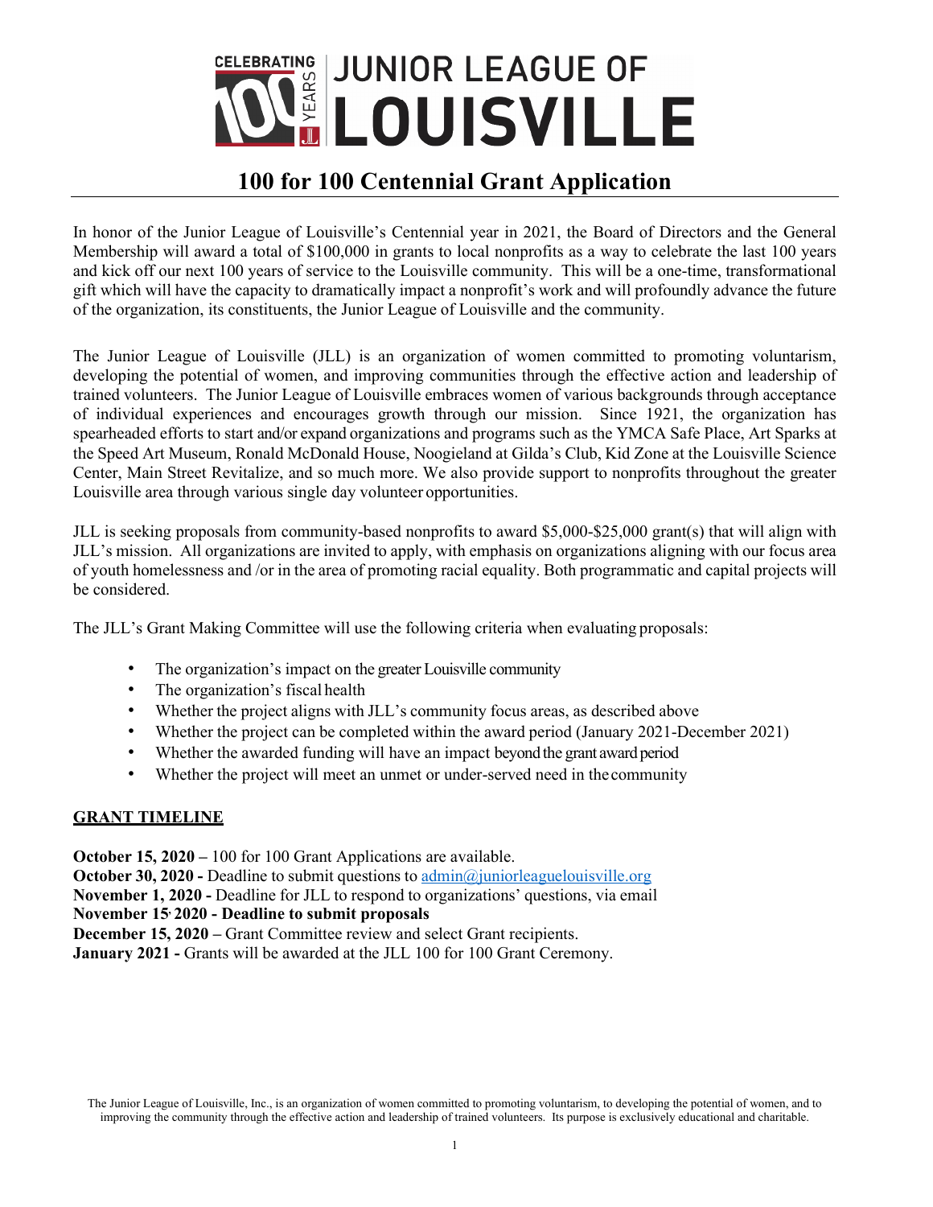# CELEBRATING 100 YEARS | JUNIOR LEAGUE OF LOUISVILLE

## 100 for 100 Centennial Grant Application

In honor of the Junior League of Louisville's Centennial year in 2021, the Board of Directors and the General Membership will award a total of $100,000 in grants to local nonprofits as a way to celebrate the last 100 years and kick off our next 100 years of service to the Louisville community. This will be a one-time, transformational gift which will have the capacity to dramatically impact a nonprofit's work and will profoundly advance the future of the organization, its constituents, the Junior League of Louisville and the community.

The Junior League of Louisville (JLL) is an organization of women committed to promoting voluntarism, developing the potential of women, and improving communities through the effective action and leadership of trained volunteers. The Junior League of Louisville embraces women of various backgrounds through acceptance of individual experiences and encourages growth through our mission. Since 1921, the organization has spearheaded efforts to start and/or expand organizations and programs such as the YMCA Safe Place, Art Sparks at the Speed Art Museum, Ronald McDonald House, Noogieland at Gilda's Club, Kid Zone at the Louisville Science Center, Main Street Revitalize, and so much more. We also provide support to nonprofits throughout the greater Louisville area through various single day volunteer opportunities.

JLL is seeking proposals from community-based nonprofits to award $5,000-$25,000 grant(s) that will align with JLL's mission. All organizations are invited to apply, with emphasis on organizations aligning with our focus area of youth homelessness and /or in the area of promoting racial equality. Both programmatic and capital projects will be considered.

The JLL's Grant Making Committee will use the following criteria when evaluating proposals:

- The organization's impact on the greater Louisville community
- The organization's fiscal health
- Whether the project aligns with JLL's community focus areas, as described above
- Whether the project can be completed within the award period (January 2021-December 2021)
- Whether the awarded funding will have an impact beyond the grant award period
- Whether the project will meet an unmet or under-served need in the community

**GRANT TIMELINE**

**October 15, 2020 –** 100 for 100 Grant Applications are available.
**October 30, 2020 -** Deadline to submit questions to admin@juniorleaguelouisville.org
**November 1, 2020 -** Deadline for JLL to respond to organizations' questions, via email
**November 15, 2020 - Deadline to submit proposals**
**December 15, 2020 –** Grant Committee review and select Grant recipients.
**January 2021 -** Grants will be awarded at the JLL 100 for 100 Grant Ceremony.

The Junior League of Louisville, Inc., is an organization of women committed to promoting voluntarism, to developing the potential of women, and to improving the community through the effective action and leadership of trained volunteers. Its purpose is exclusively educational and charitable.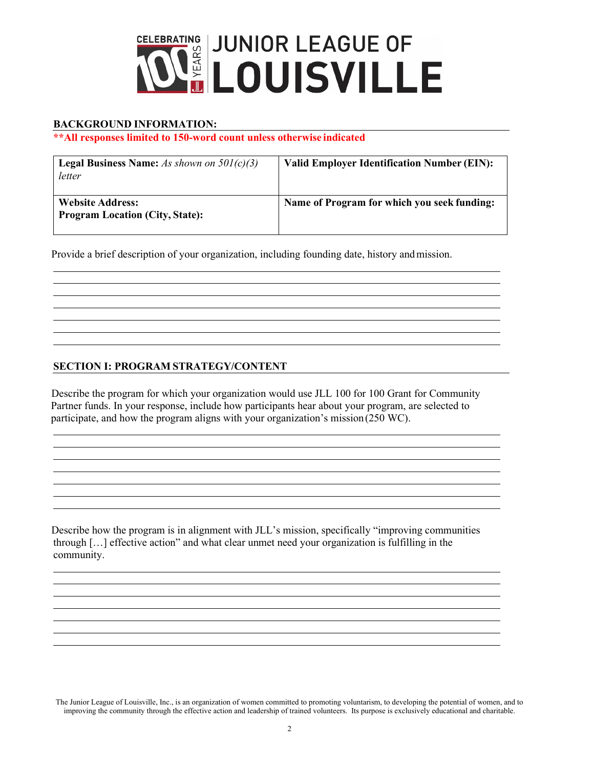# CELEBRATING 100 YEARS | JUNIOR LEAGUE OF LOUISVILLE

**BACKGROUND INFORMATION:**

****All responses limited to 150-word count unless otherwise indicated**

| **Legal Business Name:** *As shown on 501(c)(3) letter* | **Valid Employer Identification Number (EIN):** |
|---|---|
| **Website Address:**<br>**Program Location (City, State):** | **Name of Program for which you seek funding:** |

Provide a brief description of your organization, including founding date, history and mission.

**SECTION I: PROGRAM STRATEGY/CONTENT**

Describe the program for which your organization would use JLL 100 for 100 Grant for Community Partner funds. In your response, include how participants hear about your program, are selected to participate, and how the program aligns with your organization's mission (250 WC).

Describe how the program is in alignment with JLL's mission, specifically "improving communities through […] effective action" and what clear unmet need your organization is fulfilling in the community.

The Junior League of Louisville, Inc., is an organization of women committed to promoting voluntarism, to developing the potential of women, and to improving the community through the effective action and leadership of trained volunteers. Its purpose is exclusively educational and charitable.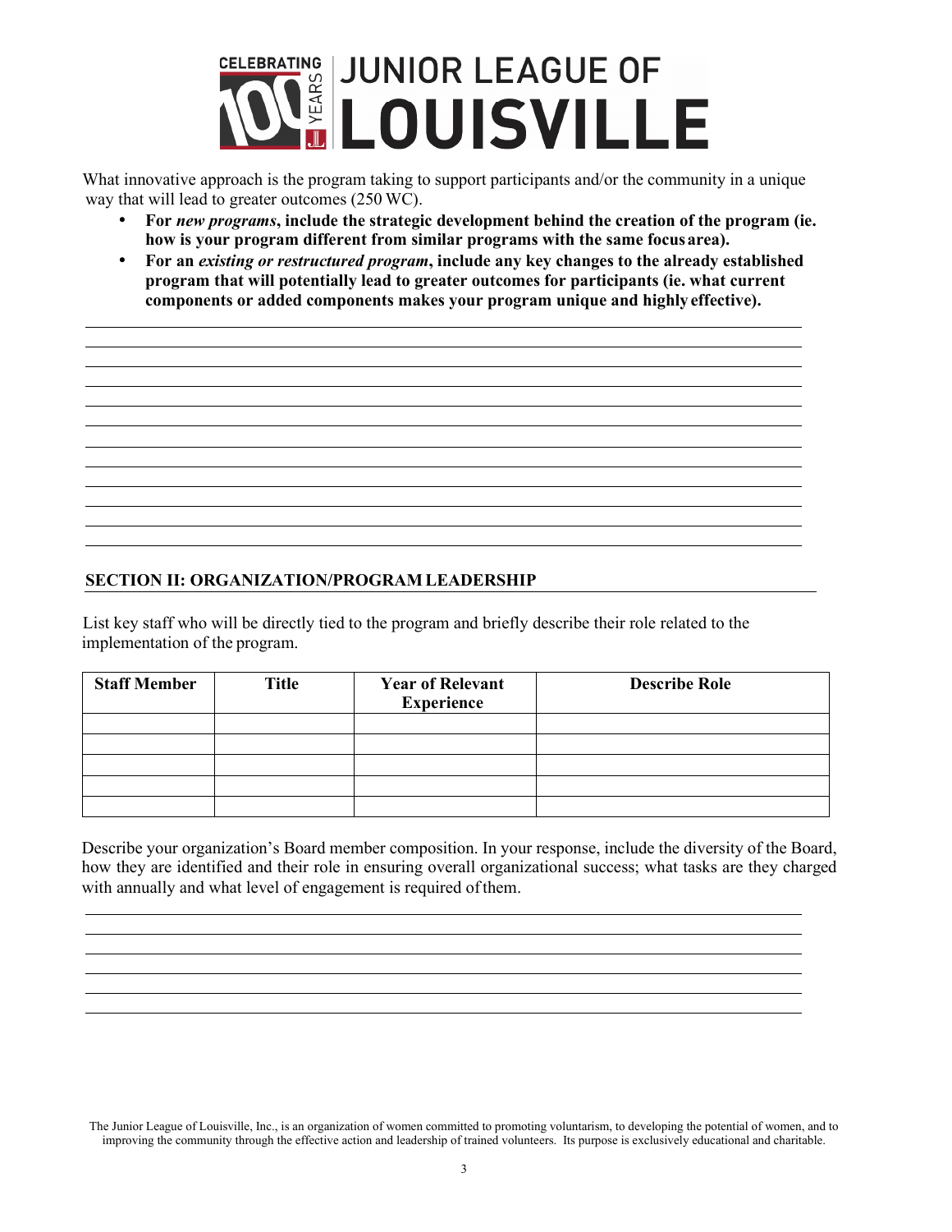# CELEBRATING 100 YEARS JUNIOR LEAGUE OF LOUISVILLE

What innovative approach is the program taking to support participants and/or the community in a unique way that will lead to greater outcomes (250 WC).

- **For *new programs*, include the strategic development behind the creation of the program (ie. how is your program different from similar programs with the same focus area).**
- **For an *existing or restructured program*, include any key changes to the already established program that will potentially lead to greater outcomes for participants (ie. what current components or added components makes your program unique and highly effective).**

## SECTION II: ORGANIZATION/PROGRAM LEADERSHIP

List key staff who will be directly tied to the program and briefly describe their role related to the implementation of the program.

| Staff Member | Title | Year of Relevant Experience | Describe Role |
|---|---|---|---|
| | | | |
| | | | |
| | | | |
| | | | |
| | | | |

Describe your organization's Board member composition. In your response, include the diversity of the Board, how they are identified and their role in ensuring overall organizational success; what tasks are they charged with annually and what level of engagement is required of them.

The Junior League of Louisville, Inc., is an organization of women committed to promoting voluntarism, to developing the potential of women, and to improving the community through the effective action and leadership of trained volunteers. Its purpose is exclusively educational and charitable.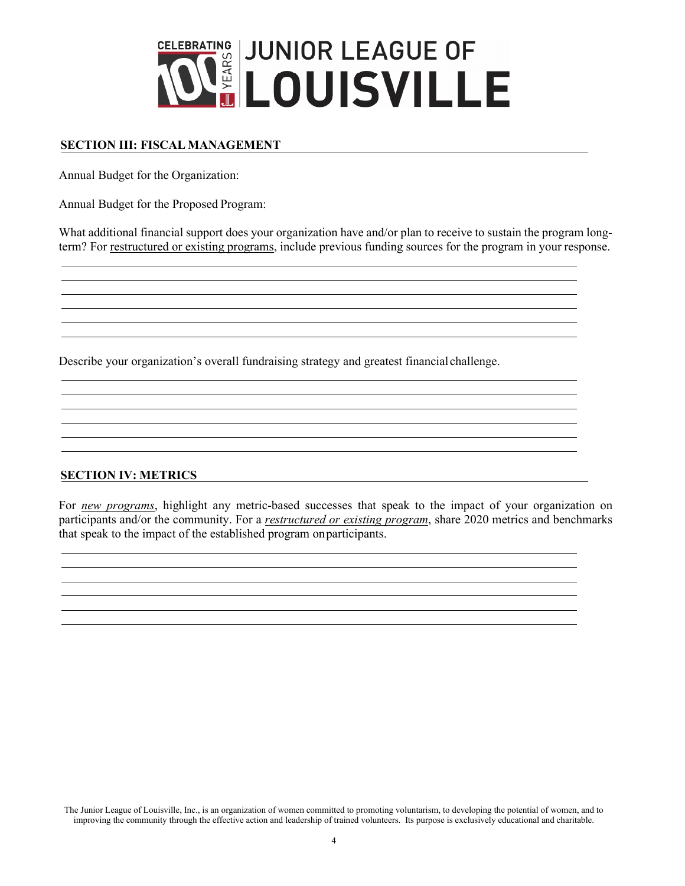# JUNIOR LEAGUE OF LOUISVILLE

CELEBRATING 100 YEARS

## SECTION III: FISCAL MANAGEMENT

Annual Budget for the Organization:

Annual Budget for the Proposed Program:

What additional financial support does your organization have and/or plan to receive to sustain the program long-term? For restructured or existing programs, include previous funding sources for the program in your response.

Describe your organization's overall fundraising strategy and greatest financial challenge.

## SECTION IV: METRICS

For ***new programs***, highlight any metric-based successes that speak to the impact of your organization on participants and/or the community. For a ***restructured or existing program***, share 2020 metrics and benchmarks that speak to the impact of the established program on participants.

The Junior League of Louisville, Inc., is an organization of women committed to promoting voluntarism, to developing the potential of women, and to improving the community through the effective action and leadership of trained volunteers. Its purpose is exclusively educational and charitable.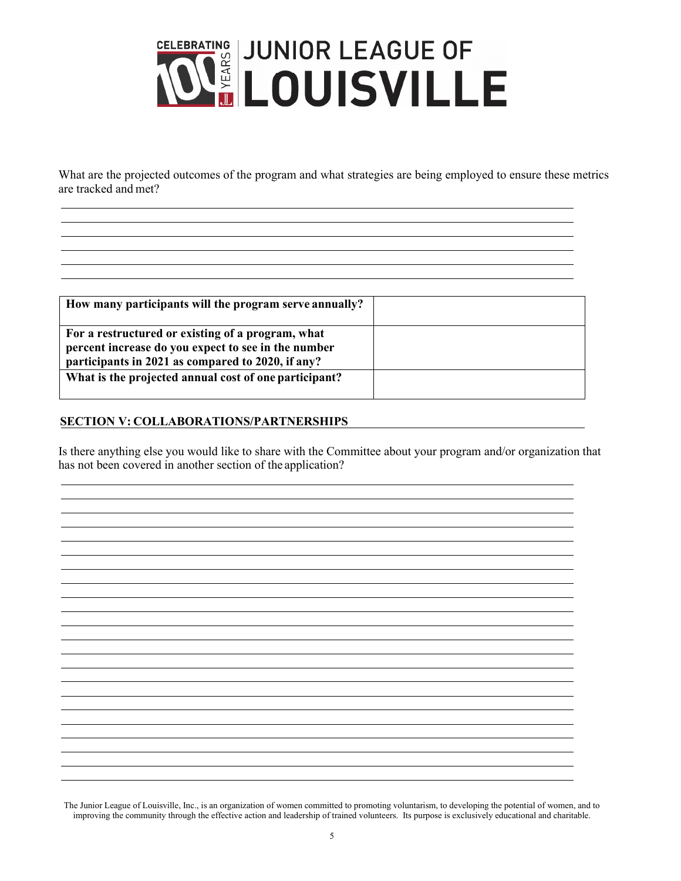# CELEBRATING 100 YEARS JUNIOR LEAGUE OF LOUISVILLE

What are the projected outcomes of the program and what strategies are being employed to ensure these metrics are tracked and met?

| **How many participants will the program serve annually?** | |
|---|---|
| **For a restructured or existing of a program, what percent increase do you expect to see in the number participants in 2021 as compared to 2020, if any?** | |
| **What is the projected annual cost of one participant?** | |

## SECTION V: COLLABORATIONS/PARTNERSHIPS

Is there anything else you would like to share with the Committee about your program and/or organization that has not been covered in another section of the application?

The Junior League of Louisville, Inc., is an organization of women committed to promoting voluntarism, to developing the potential of women, and to improving the community through the effective action and leadership of trained volunteers. Its purpose is exclusively educational and charitable.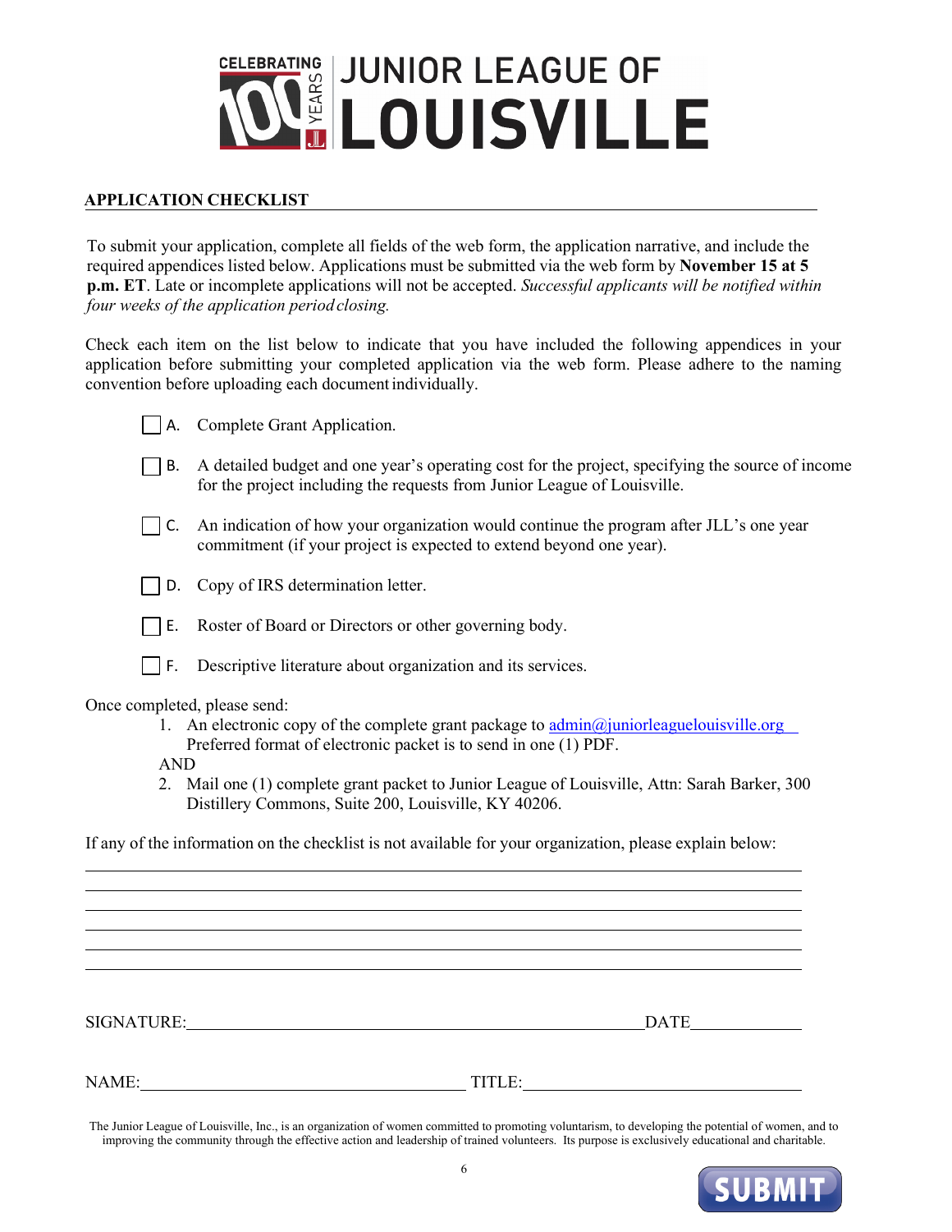CELEBRATING 100 YEARS JUNIOR LEAGUE OF LOUISVILLE

## APPLICATION CHECKLIST

To submit your application, complete all fields of the web form, the application narrative, and include the required appendices listed below. Applications must be submitted via the web form by **November 15 at 5 p.m. ET**. Late or incomplete applications will not be accepted. *Successful applicants will be notified within four weeks of the application period closing.*

Check each item on the list below to indicate that you have included the following appendices in your application before submitting your completed application via the web form. Please adhere to the naming convention before uploading each document individually.

- [ ] A. Complete Grant Application.
- [ ] B. A detailed budget and one year's operating cost for the project, specifying the source of income for the project including the requests from Junior League of Louisville.
- [ ] C. An indication of how your organization would continue the program after JLL's one year commitment (if your project is expected to extend beyond one year).
- [ ] D. Copy of IRS determination letter.
- [ ] E. Roster of Board or Directors or other governing body.
- [ ] F. Descriptive literature about organization and its services.

Once completed, please send:

1. An electronic copy of the complete grant package to admin@juniorleaguelouisville.org Preferred format of electronic packet is to send in one (1) PDF.

   AND

2. Mail one (1) complete grant packet to Junior League of Louisville, Attn: Sarah Barker, 300 Distillery Commons, Suite 200, Louisville, KY 40206.

If any of the information on the checklist is not available for your organization, please explain below:

______________________________________________________________________

______________________________________________________________________

______________________________________________________________________

______________________________________________________________________

______________________________________________________________________

SIGNATURE:______________________________ DATE____________

NAME:______________________________ TITLE:______________________________

The Junior League of Louisville, Inc., is an organization of women committed to promoting voluntarism, to developing the potential of women, and to improving the community through the effective action and leadership of trained volunteers. Its purpose is exclusively educational and charitable.

SUBMIT